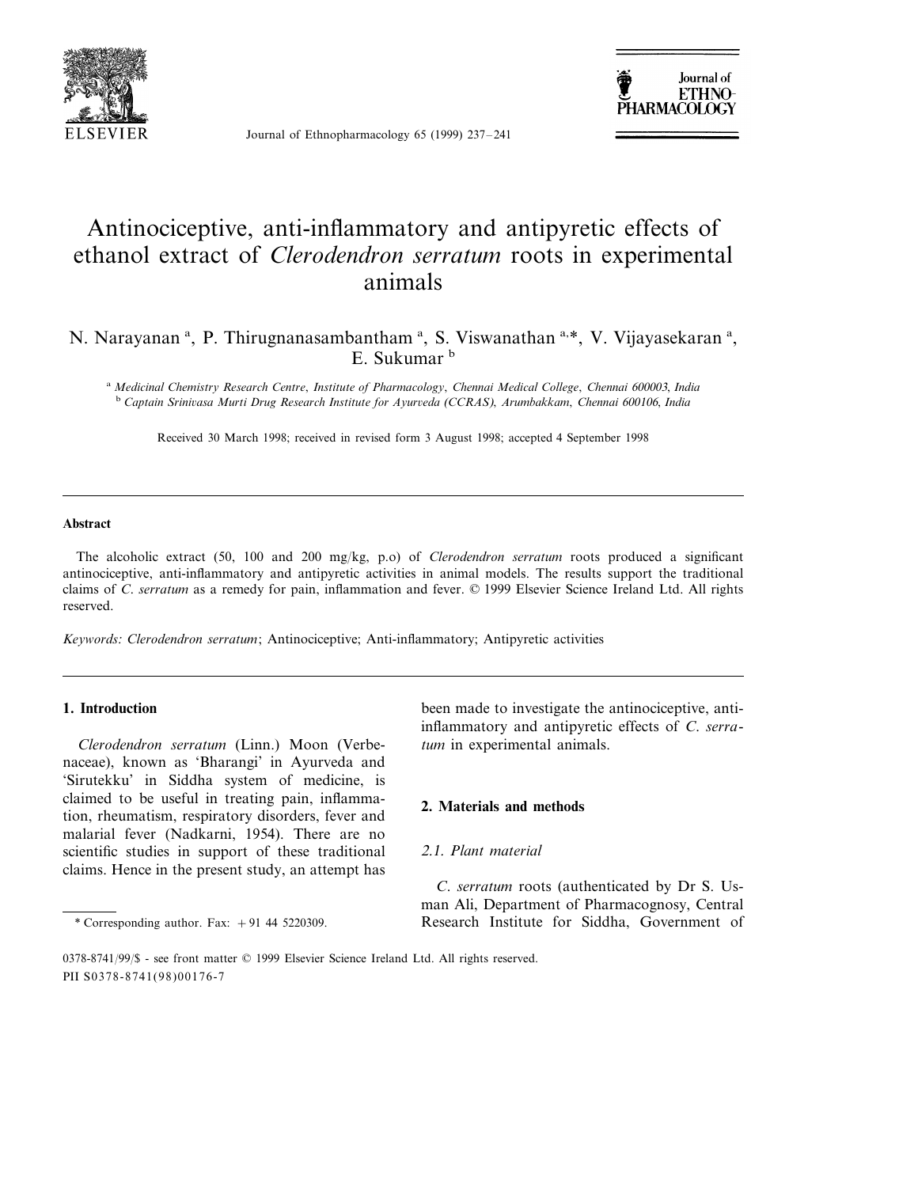# Antinociceptive, anti-inflammatory and antipyretic effects of ethanol extract of *Clerodendron serratum* roots in experimental animals

N. Narayanan [a], P. Thirugnanasambantham [a], S. Viswanathan [a,*], V. Vijayasekaran [a], E. Sukumar [b]

[a] *Medicinal Chemistry Research Centre, Institute of Pharmacology, Chennai Medical College, Chennai 600003, India*
[b] *Captain Srinivasa Murti Drug Research Institute for Ayurveda (CCRAS), Arumbakkam, Chennai 600106, India*

Received 30 March 1998; received in revised form 3 August 1998; accepted 4 September 1998

## Abstract

The alcoholic extract (50, 100 and 200 mg/kg, p.o) of *Clerodendron serratum* roots produced a significant antinociceptive, anti-inflammatory and antipyretic activities in animal models. The results support the traditional claims of *C. serratum* as a remedy for pain, inflammation and fever. © 1999 Elsevier Science Ireland Ltd. All rights reserved.

*Keywords: Clerodendron serratum*; Antinociceptive; Anti-inflammatory; Antipyretic activities

## 1. Introduction

*Clerodendron serratum* (Linn.) Moon (Verbenaceae), known as 'Bharangi' in Ayurveda and 'Sirutekku' in Siddha system of medicine, is claimed to be useful in treating pain, inflammation, rheumatism, respiratory disorders, fever and malarial fever (Nadkarni, 1954). There are no scientific studies in support of these traditional claims. Hence in the present study, an attempt has been made to investigate the antinociceptive, anti-inflammatory and antipyretic effects of *C. serratum* in experimental animals.

## 2. Materials and methods

### 2.1. Plant material

*C. serratum* roots (authenticated by Dr S. Usman Ali, Department of Pharmacognosy, Central Research Institute for Siddha, Government of

\* Corresponding author. Fax: +91 44 5220309.

0378-8741/99/$ - see front matter © 1999 Elsevier Science Ireland Ltd. All rights reserved.
PII S0378-8741(98)00176-7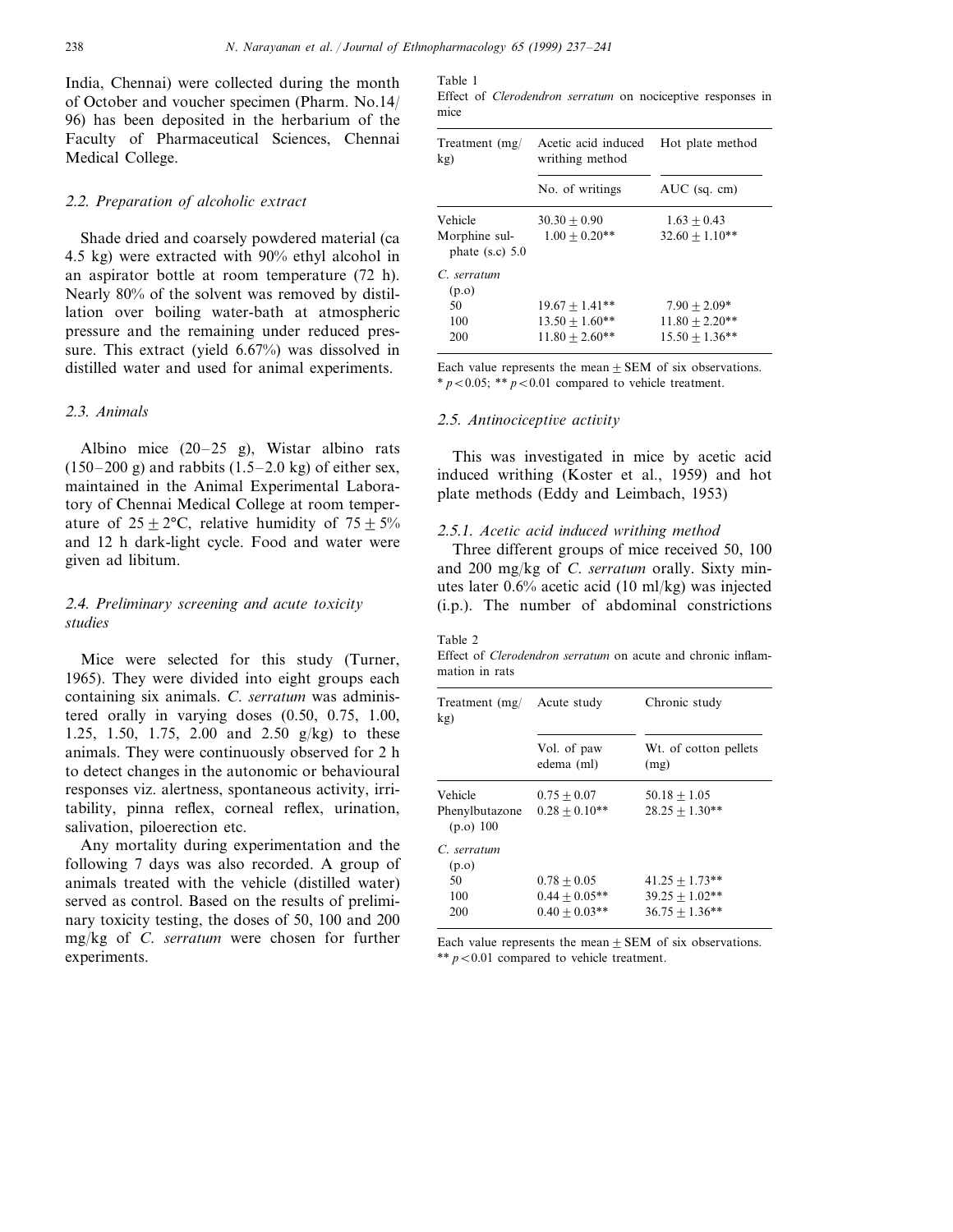India, Chennai) were collected during the month of October and voucher specimen (Pharm. No.14/96) has been deposited in the herbarium of the Faculty of Pharmaceutical Sciences, Chennai Medical College.

### 2.2. Preparation of alcoholic extract

Shade dried and coarsely powdered material (ca 4.5 kg) were extracted with 90% ethyl alcohol in an aspirator bottle at room temperature (72 h). Nearly 80% of the solvent was removed by distillation over boiling water-bath at atmospheric pressure and the remaining under reduced pressure. This extract (yield 6.67%) was dissolved in distilled water and used for animal experiments.

### 2.3. Animals

Albino mice (20–25 g), Wistar albino rats (150–200 g) and rabbits (1.5–2.0 kg) of either sex, maintained in the Animal Experimental Laboratory of Chennai Medical College at room temperature of $25 \pm 2$°C, relative humidity of $75 \pm 5$% and 12 h dark-light cycle. Food and water were given ad libitum.

### 2.4. Preliminary screening and acute toxicity studies

Mice were selected for this study (Turner, 1965). They were divided into eight groups each containing six animals. *C. serratum* was administered orally in varying doses (0.50, 0.75, 1.00, 1.25, 1.50, 1.75, 2.00 and 2.50 g/kg) to these animals. They were continuously observed for 2 h to detect changes in the autonomic or behavioural responses viz. alertness, spontaneous activity, irritability, pinna reflex, corneal reflex, urination, salivation, piloerection etc.

Any mortality during experimentation and the following 7 days was also recorded. A group of animals treated with the vehicle (distilled water) served as control. Based on the results of preliminary toxicity testing, the doses of 50, 100 and 200 mg/kg of *C. serratum* were chosen for further experiments.

Table 1
Effect of *Clerodendron serratum* on nociceptive responses in mice

| Treatment (mg/kg) | Acetic acid induced writhing method | Hot plate method |
|---|---|---|
| | No. of writings | AUC (sq. cm) |
| Vehicle | $30.30 \pm 0.90$ | $1.63 \pm 0.43$ |
| Morphine sulphate (s.c) 5.0 | $1.00 \pm 0.20$** | $32.60 \pm 1.10$** |
| *C. serratum* (p.o) | | |
| 50 | $19.67 \pm 1.41$** | $7.90 \pm 2.09$* |
| 100 | $13.50 \pm 1.60$** | $11.80 \pm 2.20$** |
| 200 | $11.80 \pm 2.60$** | $15.50 \pm 1.36$** |

Each value represents the mean ± SEM of six observations.
* $p < 0.05$; ** $p < 0.01$ compared to vehicle treatment.

### 2.5. Antinociceptive activity

This was investigated in mice by acetic acid induced writhing (Koster et al., 1959) and hot plate methods (Eddy and Leimbach, 1953)

#### 2.5.1. Acetic acid induced writhing method

Three different groups of mice received 50, 100 and 200 mg/kg of *C. serratum* orally. Sixty minutes later 0.6% acetic acid (10 ml/kg) was injected (i.p.). The number of abdominal constrictions

Table 2
Effect of *Clerodendron serratum* on acute and chronic inflammation in rats

| Treatment (mg/kg) | Acute study | Chronic study |
|---|---|---|
| | Vol. of paw edema (ml) | Wt. of cotton pellets (mg) |
| Vehicle | $0.75 \pm 0.07$ | $50.18 \pm 1.05$ |
| Phenylbutazone (p.o) 100 | $0.28 \pm 0.10$** | $28.25 \pm 1.30$** |
| *C. serratum* (p.o) | | |
| 50 | $0.78 \pm 0.05$ | $41.25 \pm 1.73$** |
| 100 | $0.44 \pm 0.05$** | $39.25 \pm 1.02$** |
| 200 | $0.40 \pm 0.03$** | $36.75 \pm 1.36$** |

Each value represents the mean ± SEM of six observations.
** $p < 0.01$ compared to vehicle treatment.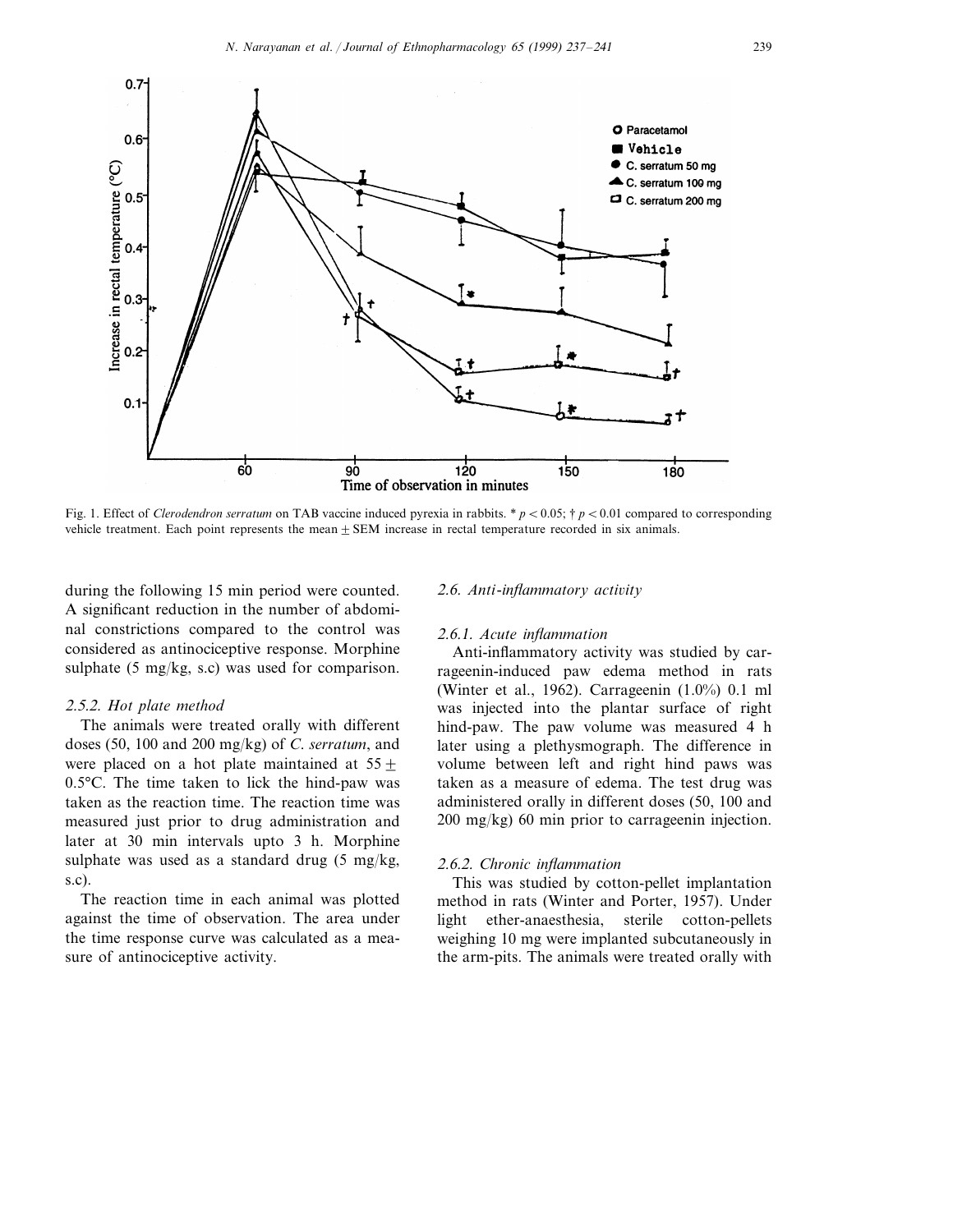Fig. 1. Effect of *Clerodendron serratum* on TAB vaccine induced pyrexia in rabbits. * $p < 0.05$; † $p < 0.01$ compared to corresponding vehicle treatment. Each point represents the mean ± SEM increase in rectal temperature recorded in six animals.

during the following 15 min period were counted. A significant reduction in the number of abdominal constrictions compared to the control was considered as antinociceptive response. Morphine sulphate (5 mg/kg, s.c) was used for comparison.

### 2.5.2. Hot plate method

The animals were treated orally with different doses (50, 100 and 200 mg/kg) of *C. serratum*, and were placed on a hot plate maintained at 55 ± 0.5°C. The time taken to lick the hind-paw was taken as the reaction time. The reaction time was measured just prior to drug administration and later at 30 min intervals upto 3 h. Morphine sulphate was used as a standard drug (5 mg/kg, s.c).

The reaction time in each animal was plotted against the time of observation. The area under the time response curve was calculated as a measure of antinociceptive activity.

## 2.6. Anti-inflammatory activity

### 2.6.1. Acute inflammation

Anti-inflammatory activity was studied by carrageenin-induced paw edema method in rats (Winter et al., 1962). Carrageenin (1.0%) 0.1 ml was injected into the plantar surface of right hind-paw. The paw volume was measured 4 h later using a plethysmograph. The difference in volume between left and right hind paws was taken as a measure of edema. The test drug was administered orally in different doses (50, 100 and 200 mg/kg) 60 min prior to carrageenin injection.

### 2.6.2. Chronic inflammation

This was studied by cotton-pellet implantation method in rats (Winter and Porter, 1957). Under light ether-anaesthesia, sterile cotton-pellets weighing 10 mg were implanted subcutaneously in the arm-pits. The animals were treated orally with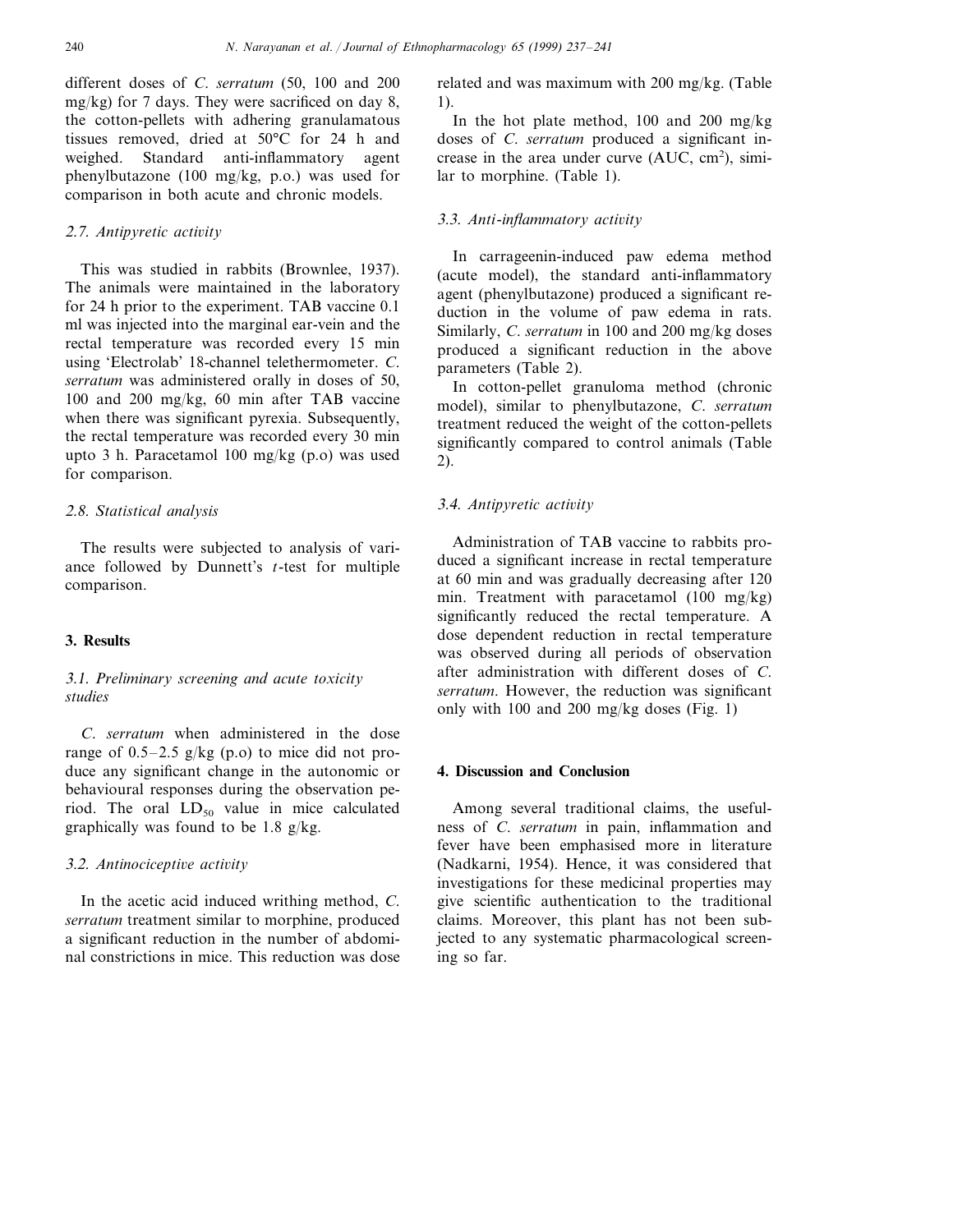different doses of *C. serratum* (50, 100 and 200 mg/kg) for 7 days. They were sacrificed on day 8, the cotton-pellets with adhering granulamatous tissues removed, dried at 50°C for 24 h and weighed. Standard anti-inflammatory agent phenylbutazone (100 mg/kg, p.o.) was used for comparison in both acute and chronic models.

### 2.7. Antipyretic activity

This was studied in rabbits (Brownlee, 1937). The animals were maintained in the laboratory for 24 h prior to the experiment. TAB vaccine 0.1 ml was injected into the marginal ear-vein and the rectal temperature was recorded every 15 min using 'Electrolab' 18-channel telethermometer. *C. serratum* was administered orally in doses of 50, 100 and 200 mg/kg, 60 min after TAB vaccine when there was significant pyrexia. Subsequently, the rectal temperature was recorded every 30 min upto 3 h. Paracetamol 100 mg/kg (p.o) was used for comparison.

### 2.8. Statistical analysis

The results were subjected to analysis of variance followed by Dunnett's *t*-test for multiple comparison.

## 3. Results

### 3.1. Preliminary screening and acute toxicity studies

*C. serratum* when administered in the dose range of 0.5–2.5 g/kg (p.o) to mice did not produce any significant change in the autonomic or behavioural responses during the observation period. The oral $LD_{50}$ value in mice calculated graphically was found to be 1.8 g/kg.

### 3.2. Antinociceptive activity

In the acetic acid induced writhing method, *C. serratum* treatment similar to morphine, produced a significant reduction in the number of abdominal constrictions in mice. This reduction was dose related and was maximum with 200 mg/kg. (Table 1).

In the hot plate method, 100 and 200 mg/kg doses of *C. serratum* produced a significant increase in the area under curve (AUC, $cm^2$), similar to morphine. (Table 1).

### 3.3. Anti-inflammatory activity

In carrageenin-induced paw edema method (acute model), the standard anti-inflammatory agent (phenylbutazone) produced a significant reduction in the volume of paw edema in rats. Similarly, *C. serratum* in 100 and 200 mg/kg doses produced a significant reduction in the above parameters (Table 2).

In cotton-pellet granuloma method (chronic model), similar to phenylbutazone, *C. serratum* treatment reduced the weight of the cotton-pellets significantly compared to control animals (Table 2).

### 3.4. Antipyretic activity

Administration of TAB vaccine to rabbits produced a significant increase in rectal temperature at 60 min and was gradually decreasing after 120 min. Treatment with paracetamol (100 mg/kg) significantly reduced the rectal temperature. A dose dependent reduction in rectal temperature was observed during all periods of observation after administration with different doses of *C. serratum*. However, the reduction was significant only with 100 and 200 mg/kg doses (Fig. 1)

## 4. Discussion and Conclusion

Among several traditional claims, the usefulness of *C. serratum* in pain, inflammation and fever have been emphasised more in literature (Nadkarni, 1954). Hence, it was considered that investigations for these medicinal properties may give scientific authentication to the traditional claims. Moreover, this plant has not been subjected to any systematic pharmacological screening so far.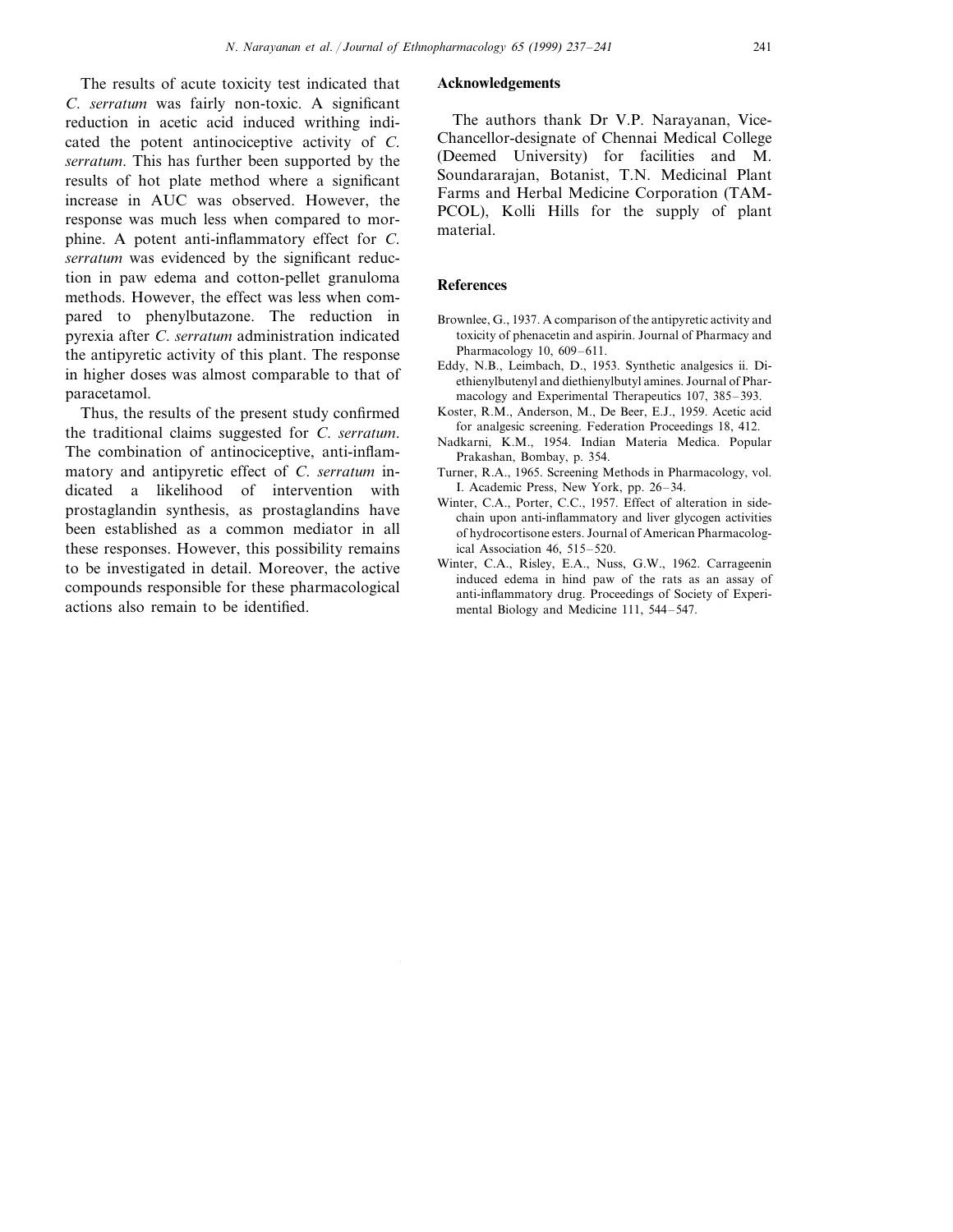The results of acute toxicity test indicated that *C. serratum* was fairly non-toxic. A significant reduction in acetic acid induced writhing indicated the potent antinociceptive activity of *C. serratum*. This has further been supported by the results of hot plate method where a significant increase in AUC was observed. However, the response was much less when compared to morphine. A potent anti-inflammatory effect for *C. serratum* was evidenced by the significant reduction in paw edema and cotton-pellet granuloma methods. However, the effect was less when compared to phenylbutazone. The reduction in pyrexia after *C. serratum* administration indicated the antipyretic activity of this plant. The response in higher doses was almost comparable to that of paracetamol.

Thus, the results of the present study confirmed the traditional claims suggested for *C. serratum*. The combination of antinociceptive, anti-inflammatory and antipyretic effect of *C. serratum* indicated a likelihood of intervention with prostaglandin synthesis, as prostaglandins have been established as a common mediator in all these responses. However, this possibility remains to be investigated in detail. Moreover, the active compounds responsible for these pharmacological actions also remain to be identified.

## Acknowledgements

The authors thank Dr V.P. Narayanan, Vice-Chancellor-designate of Chennai Medical College (Deemed University) for facilities and M. Soundararajan, Botanist, T.N. Medicinal Plant Farms and Herbal Medicine Corporation (TAMPCOL), Kolli Hills for the supply of plant material.

## References

Brownlee, G., 1937. A comparison of the antipyretic activity and toxicity of phenacetin and aspirin. Journal of Pharmacy and Pharmacology 10, 609–611.

Eddy, N.B., Leimbach, D., 1953. Synthetic analgesics ii. Diethienylbutenyl and diethienylbutyl amines. Journal of Pharmacology and Experimental Therapeutics 107, 385–393.

Koster, R.M., Anderson, M., De Beer, E.J., 1959. Acetic acid for analgesic screening. Federation Proceedings 18, 412.

Nadkarni, K.M., 1954. Indian Materia Medica. Popular Prakashan, Bombay, p. 354.

Turner, R.A., 1965. Screening Methods in Pharmacology, vol. I. Academic Press, New York, pp. 26–34.

Winter, C.A., Porter, C.C., 1957. Effect of alteration in side-chain upon anti-inflammatory and liver glycogen activities of hydrocortisone esters. Journal of American Pharmacological Association 46, 515–520.

Winter, C.A., Risley, E.A., Nuss, G.W., 1962. Carrageenin induced edema in hind paw of the rats as an assay of anti-inflammatory drug. Proceedings of Society of Experimental Biology and Medicine 111, 544–547.